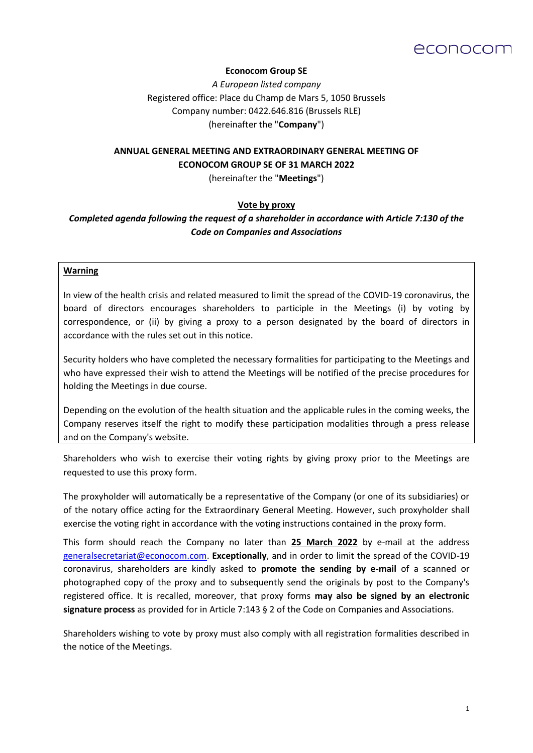**Econocom Group SE**

*A European listed company*
Registered office: Place du Champ de Mars 5, 1050 Brussels
Company number: 0422.646.816 (Brussels RLE)
(hereinafter the "**Company**")

**ANNUAL GENERAL MEETING AND EXTRAORDINARY GENERAL MEETING OF ECONOCOM GROUP SE OF 31 MARCH 2022**

(hereinafter the "**Meetings**")

**Vote by proxy**

***Completed agenda following the request of a shareholder in accordance with Article 7:130 of the Code on Companies and Associations***

> **Warning**
>
> In view of the health crisis and related measured to limit the spread of the COVID-19 coronavirus, the board of directors encourages shareholders to participle in the Meetings (i) by voting by correspondence, or (ii) by giving a proxy to a person designated by the board of directors in accordance with the rules set out in this notice.
>
> Security holders who have completed the necessary formalities for participating to the Meetings and who have expressed their wish to attend the Meetings will be notified of the precise procedures for holding the Meetings in due course.
>
> Depending on the evolution of the health situation and the applicable rules in the coming weeks, the Company reserves itself the right to modify these participation modalities through a press release and on the Company's website.

Shareholders who wish to exercise their voting rights by giving proxy prior to the Meetings are requested to use this proxy form.

The proxyholder will automatically be a representative of the Company (or one of its subsidiaries) or of the notary office acting for the Extraordinary General Meeting. However, such proxyholder shall exercise the voting right in accordance with the voting instructions contained in the proxy form.

This form should reach the Company no later than **25 March 2022** by e-mail at the address generalsecretariat@econocom.com. **Exceptionally**, and in order to limit the spread of the COVID-19 coronavirus, shareholders are kindly asked to **promote the sending by e-mail** of a scanned or photographed copy of the proxy and to subsequently send the originals by post to the Company's registered office. It is recalled, moreover, that proxy forms **may also be signed by an electronic signature process** as provided for in Article 7:143 § 2 of the Code on Companies and Associations.

Shareholders wishing to vote by proxy must also comply with all registration formalities described in the notice of the Meetings.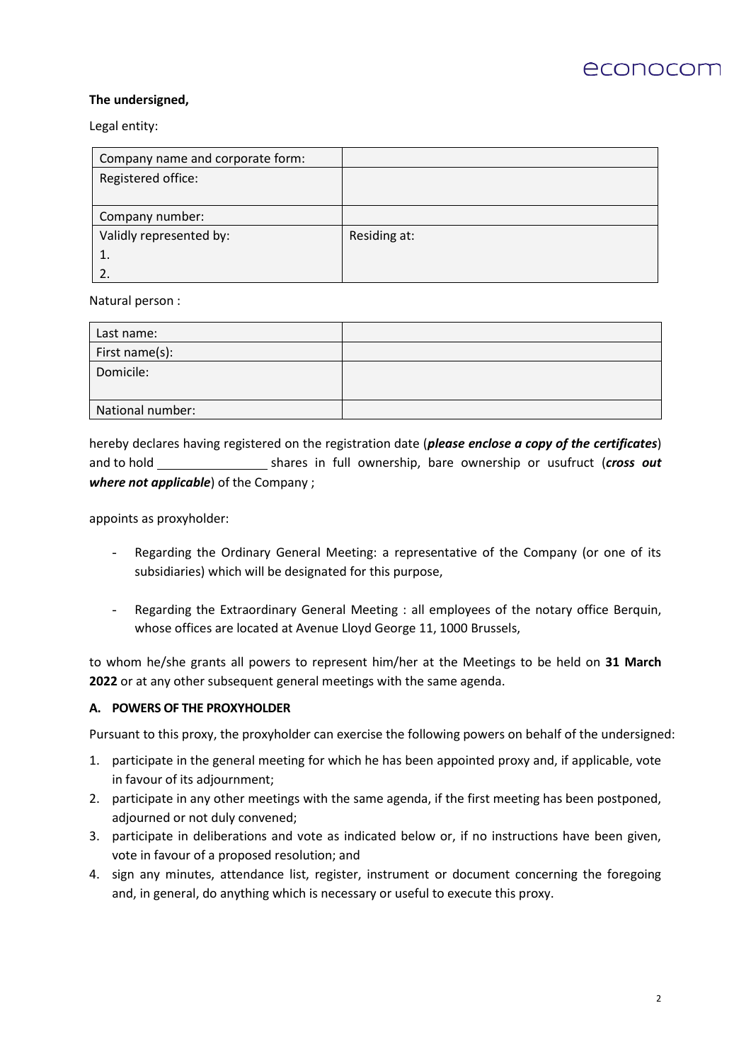**The undersigned,**

Legal entity:

| Company name and corporate form: | |
|---|---|
| Registered office: | |
| Company number: | |
| Validly represented by:<br>1.<br>2. | Residing at: |

Natural person :

| Last name: | |
|---|---|
| First name(s): | |
| Domicile: | |
| National number: | |

hereby declares having registered on the registration date (***please enclose a copy of the certificates***) and to hold ________________ shares in full ownership, bare ownership or usufruct (***cross out where not applicable***) of the Company ;

appoints as proxyholder:

- Regarding the Ordinary General Meeting: a representative of the Company (or one of its subsidiaries) which will be designated for this purpose,

- Regarding the Extraordinary General Meeting : all employees of the notary office Berquin, whose offices are located at Avenue Lloyd George 11, 1000 Brussels,

to whom he/she grants all powers to represent him/her at the Meetings to be held on **31 March 2022** or at any other subsequent general meetings with the same agenda.

### A. POWERS OF THE PROXYHOLDER

Pursuant to this proxy, the proxyholder can exercise the following powers on behalf of the undersigned:

1. participate in the general meeting for which he has been appointed proxy and, if applicable, vote in favour of its adjournment;
2. participate in any other meetings with the same agenda, if the first meeting has been postponed, adjourned or not duly convened;
3. participate in deliberations and vote as indicated below or, if no instructions have been given, vote in favour of a proposed resolution; and
4. sign any minutes, attendance list, register, instrument or document concerning the foregoing and, in general, do anything which is necessary or useful to execute this proxy.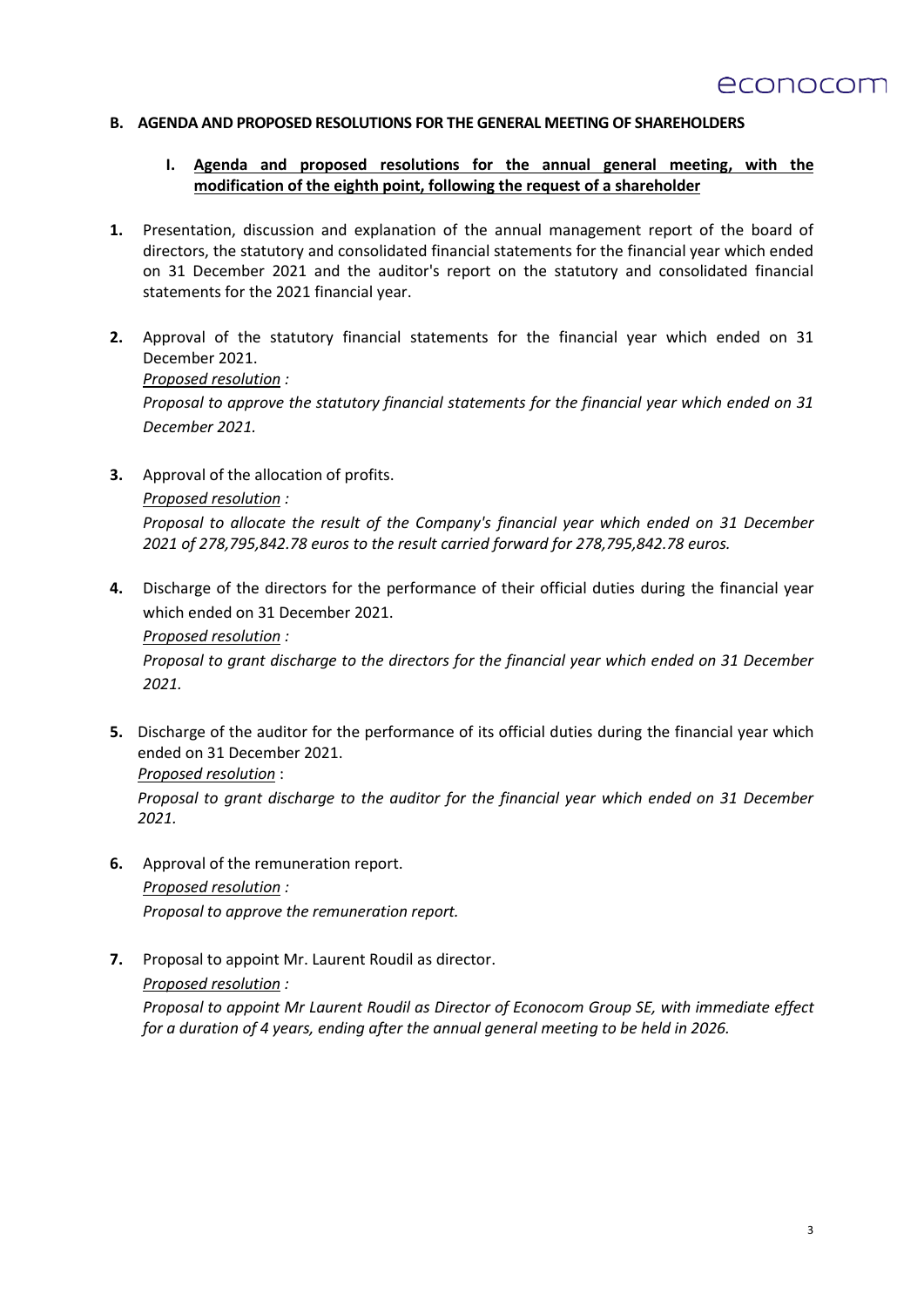## B. AGENDA AND PROPOSED RESOLUTIONS FOR THE GENERAL MEETING OF SHAREHOLDERS

### I. Agenda and proposed resolutions for the annual general meeting, with the modification of the eighth point, following the request of a shareholder

**1.** Presentation, discussion and explanation of the annual management report of the board of directors, the statutory and consolidated financial statements for the financial year which ended on 31 December 2021 and the auditor's report on the statutory and consolidated financial statements for the 2021 financial year.

**2.** Approval of the statutory financial statements for the financial year which ended on 31 December 2021.

*Proposed resolution :*

*Proposal to approve the statutory financial statements for the financial year which ended on 31 December 2021.*

**3.** Approval of the allocation of profits.

*Proposed resolution :*

*Proposal to allocate the result of the Company's financial year which ended on 31 December 2021 of 278,795,842.78 euros to the result carried forward for 278,795,842.78 euros.*

**4.** Discharge of the directors for the performance of their official duties during the financial year which ended on 31 December 2021.

*Proposed resolution :*

*Proposal to grant discharge to the directors for the financial year which ended on 31 December 2021.*

**5.** Discharge of the auditor for the performance of its official duties during the financial year which ended on 31 December 2021.

*Proposed resolution* :

*Proposal to grant discharge to the auditor for the financial year which ended on 31 December 2021.*

**6.** Approval of the remuneration report.

*Proposed resolution :*

*Proposal to approve the remuneration report.*

**7.** Proposal to appoint Mr. Laurent Roudil as director.

*Proposed resolution :*

*Proposal to appoint Mr Laurent Roudil as Director of Econocom Group SE, with immediate effect for a duration of 4 years, ending after the annual general meeting to be held in 2026.*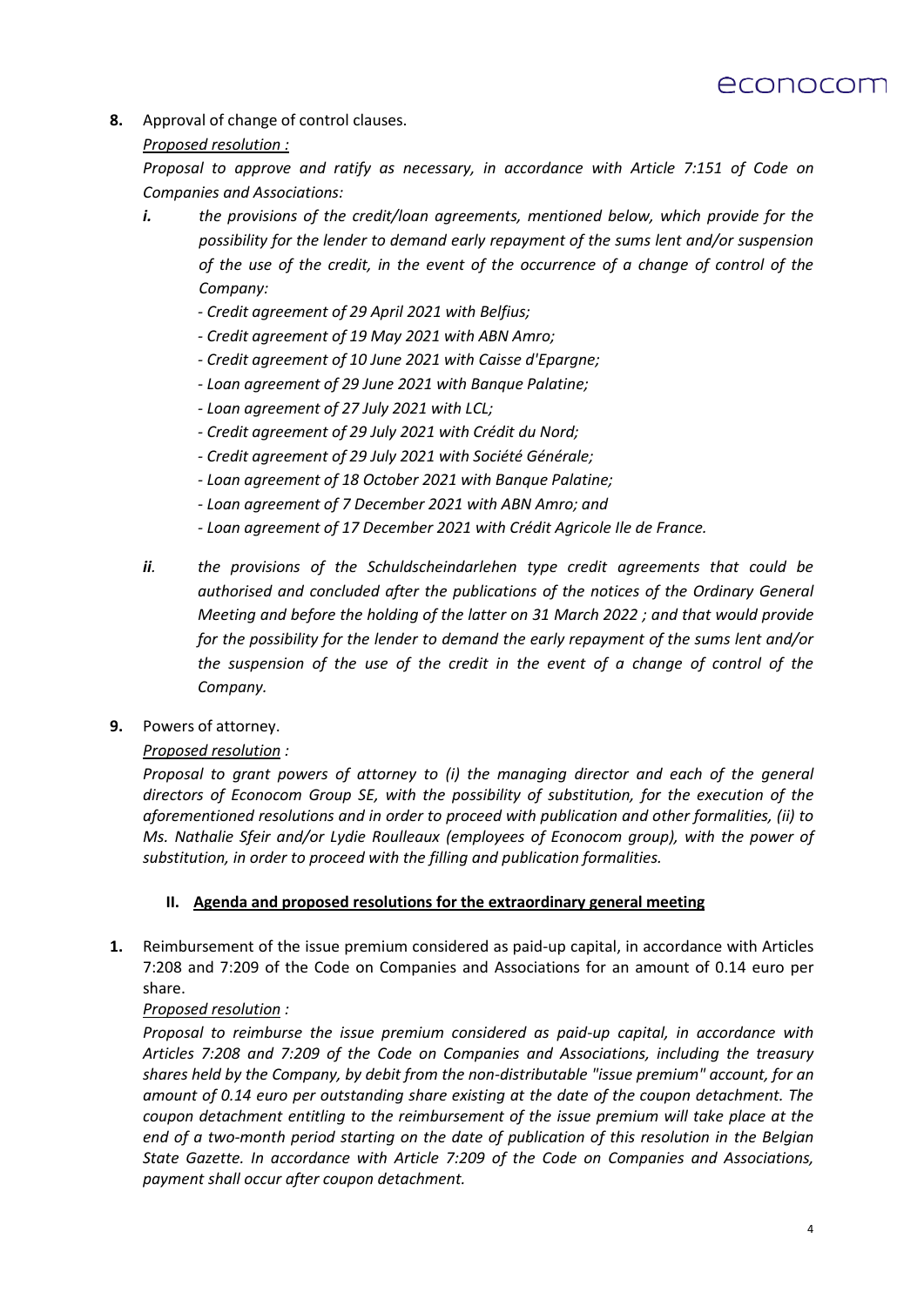**8.** Approval of change of control clauses.

*Proposed resolution :*

*Proposal to approve and ratify as necessary, in accordance with Article 7:151 of Code on Companies and Associations:*

***i.*** *the provisions of the credit/loan agreements, mentioned below, which provide for the possibility for the lender to demand early repayment of the sums lent and/or suspension of the use of the credit, in the event of the occurrence of a change of control of the Company:*

- *Credit agreement of 29 April 2021 with Belfius;*
- *Credit agreement of 19 May 2021 with ABN Amro;*
- *Credit agreement of 10 June 2021 with Caisse d'Epargne;*
- *Loan agreement of 29 June 2021 with Banque Palatine;*
- *Loan agreement of 27 July 2021 with LCL;*
- *Credit agreement of 29 July 2021 with Crédit du Nord;*
- *Credit agreement of 29 July 2021 with Société Générale;*
- *Loan agreement of 18 October 2021 with Banque Palatine;*
- *Loan agreement of 7 December 2021 with ABN Amro; and*
- *Loan agreement of 17 December 2021 with Crédit Agricole Ile de France.*

***ii.*** *the provisions of the Schuldscheindarlehen type credit agreements that could be authorised and concluded after the publications of the notices of the Ordinary General Meeting and before the holding of the latter on 31 March 2022 ; and that would provide for the possibility for the lender to demand the early repayment of the sums lent and/or the suspension of the use of the credit in the event of a change of control of the Company.*

**9.** Powers of attorney.

*Proposed resolution :*

*Proposal to grant powers of attorney to (i) the managing director and each of the general directors of Econocom Group SE, with the possibility of substitution, for the execution of the aforementioned resolutions and in order to proceed with publication and other formalities, (ii) to Ms. Nathalie Sfeir and/or Lydie Roulleaux (employees of Econocom group), with the power of substitution, in order to proceed with the filling and publication formalities.*

## II. Agenda and proposed resolutions for the extraordinary general meeting

**1.** Reimbursement of the issue premium considered as paid-up capital, in accordance with Articles 7:208 and 7:209 of the Code on Companies and Associations for an amount of 0.14 euro per share.

*Proposed resolution :*

*Proposal to reimburse the issue premium considered as paid-up capital, in accordance with Articles 7:208 and 7:209 of the Code on Companies and Associations, including the treasury shares held by the Company, by debit from the non-distributable "issue premium" account, for an amount of 0.14 euro per outstanding share existing at the date of the coupon detachment. The coupon detachment entitling to the reimbursement of the issue premium will take place at the end of a two-month period starting on the date of publication of this resolution in the Belgian State Gazette. In accordance with Article 7:209 of the Code on Companies and Associations, payment shall occur after coupon detachment.*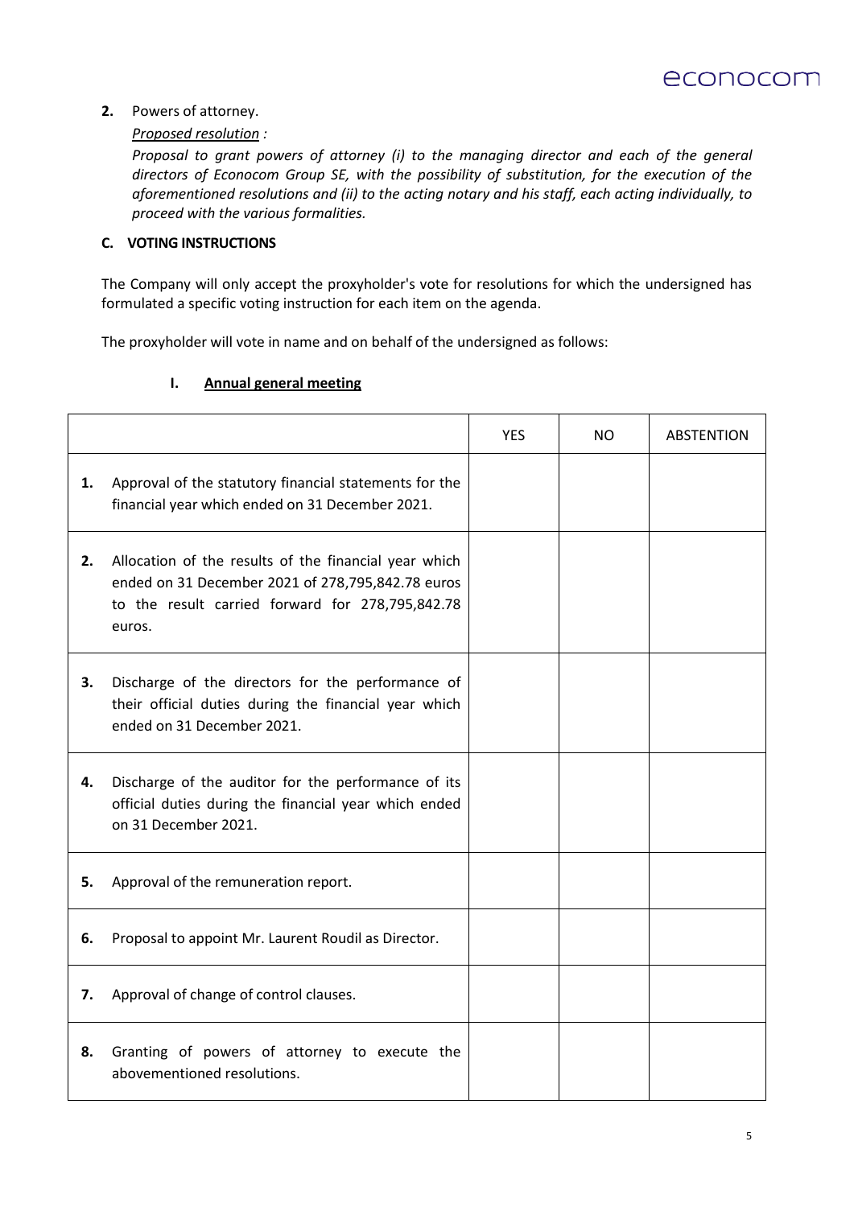**2.** Powers of attorney.

*Proposed resolution :*

*Proposal to grant powers of attorney (i) to the managing director and each of the general directors of Econocom Group SE, with the possibility of substitution, for the execution of the aforementioned resolutions and (ii) to the acting notary and his staff, each acting individually, to proceed with the various formalities.*

**C. VOTING INSTRUCTIONS**

The Company will only accept the proxyholder's vote for resolutions for which the undersigned has formulated a specific voting instruction for each item on the agenda.

The proxyholder will vote in name and on behalf of the undersigned as follows:

**I. Annual general meeting**

| | YES | NO | ABSTENTION |
|---|---|---|---|
| **1.** Approval of the statutory financial statements for the financial year which ended on 31 December 2021. | | | |
| **2.** Allocation of the results of the financial year which ended on 31 December 2021 of 278,795,842.78 euros to the result carried forward for 278,795,842.78 euros. | | | |
| **3.** Discharge of the directors for the performance of their official duties during the financial year which ended on 31 December 2021. | | | |
| **4.** Discharge of the auditor for the performance of its official duties during the financial year which ended on 31 December 2021. | | | |
| **5.** Approval of the remuneration report. | | | |
| **6.** Proposal to appoint Mr. Laurent Roudil as Director. | | | |
| **7.** Approval of change of control clauses. | | | |
| **8.** Granting of powers of attorney to execute the abovementioned resolutions. | | | |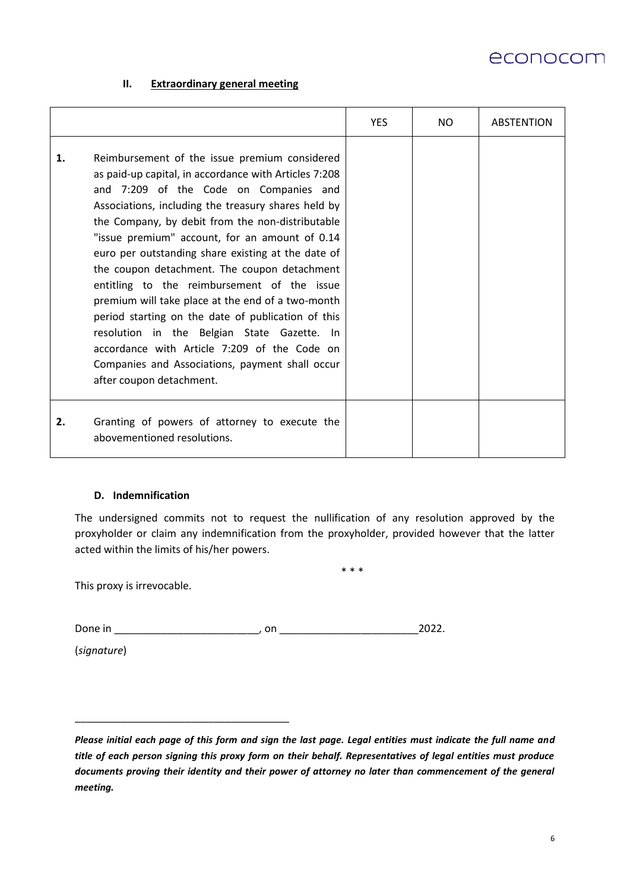## II. Extraordinary general meeting

| | | YES | NO | ABSTENTION |
|---|---|---|---|---|
| **1.** | Reimbursement of the issue premium considered as paid-up capital, in accordance with Articles 7:208 and 7:209 of the Code on Companies and Associations, including the treasury shares held by the Company, by debit from the non-distributable "issue premium" account, for an amount of 0.14 euro per outstanding share existing at the date of the coupon detachment. The coupon detachment entitling to the reimbursement of the issue premium will take place at the end of a two-month period starting on the date of publication of this resolution in the Belgian State Gazette. In accordance with Article 7:209 of the Code on Companies and Associations, payment shall occur after coupon detachment. | | | |
| **2.** | Granting of powers of attorney to execute the abovementioned resolutions. | | | |

### D. Indemnification

The undersigned commits not to request the nullification of any resolution approved by the proxyholder or claim any indemnification from the proxyholder, provided however that the latter acted within the limits of his/her powers.

\* \* \*

This proxy is irrevocable.

Done in _________________________, on ________________________2022.

(*signature*)

______________________________________

***Please initial each page of this form and sign the last page. Legal entities must indicate the full name and title of each person signing this proxy form on their behalf. Representatives of legal entities must produce documents proving their identity and their power of attorney no later than commencement of the general meeting.***